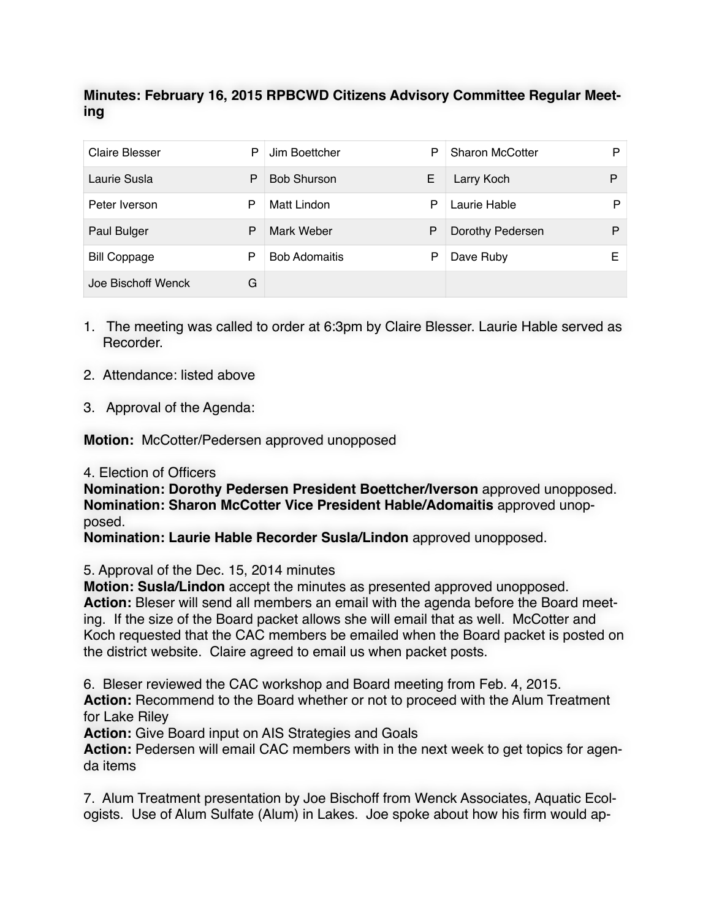**Minutes: February 16, 2015 RPBCWD Citizens Advisory Committee Regular Meeting**

| | | | | | |
|---|---|---|---|---|---|
| Claire Blesser | P | Jim Boettcher | P | Sharon McCotter | P |
| Laurie Susla | P | Bob Shurson | E | Larry Koch | P |
| Peter Iverson | P | Matt Lindon | P | Laurie Hable | P |
| Paul Bulger | P | Mark Weber | P | Dorothy Pedersen | P |
| Bill Coppage | P | Bob Adomaitis | P | Dave Ruby | E |
| Joe Bischoff Wenck | G | | | | |

1. The meeting was called to order at 6:3pm by Claire Blesser. Laurie Hable served as Recorder.

2. Attendance: listed above

3. Approval of the Agenda:

**Motion:** McCotter/Pedersen approved unopposed

4. Election of Officers
**Nomination: Dorothy Pedersen President Boettcher/Iverson** approved unopposed.
**Nomination: Sharon McCotter Vice President Hable/Adomaitis** approved unopposed.
**Nomination: Laurie Hable Recorder Susla/Lindon** approved unopposed.

5. Approval of the Dec. 15, 2014 minutes
**Motion: Susla/Lindon** accept the minutes as presented approved unopposed.
**Action:** Bleser will send all members an email with the agenda before the Board meeting. If the size of the Board packet allows she will email that as well. McCotter and Koch requested that the CAC members be emailed when the Board packet is posted on the district website. Claire agreed to email us when packet posts.

6. Bleser reviewed the CAC workshop and Board meeting from Feb. 4, 2015.
**Action:** Recommend to the Board whether or not to proceed with the Alum Treatment for Lake Riley
**Action:** Give Board input on AIS Strategies and Goals
**Action:** Pedersen will email CAC members with in the next week to get topics for agenda items

7. Alum Treatment presentation by Joe Bischoff from Wenck Associates, Aquatic Ecologists. Use of Alum Sulfate (Alum) in Lakes. Joe spoke about how his firm would ap-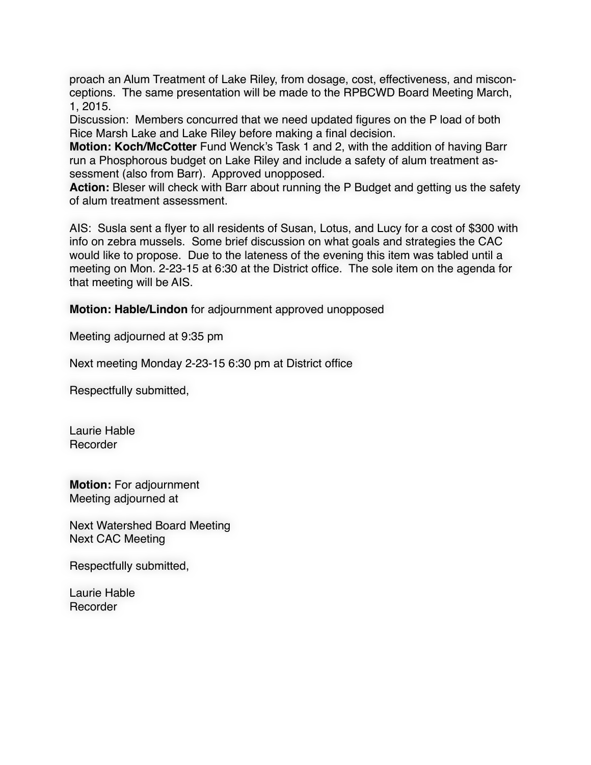proach an Alum Treatment of Lake Riley, from dosage, cost, effectiveness, and misconceptions. The same presentation will be made to the RPBCWD Board Meeting March, 1, 2015.
Discussion: Members concurred that we need updated figures on the P load of both Rice Marsh Lake and Lake Riley before making a final decision.
**Motion: Koch/McCotter** Fund Wenck's Task 1 and 2, with the addition of having Barr run a Phosphorous budget on Lake Riley and include a safety of alum treatment assessment (also from Barr). Approved unopposed.
**Action:** Bleser will check with Barr about running the P Budget and getting us the safety of alum treatment assessment.

AIS: Susla sent a flyer to all residents of Susan, Lotus, and Lucy for a cost of $300 with info on zebra mussels. Some brief discussion on what goals and strategies the CAC would like to propose. Due to the lateness of the evening this item was tabled until a meeting on Mon. 2-23-15 at 6:30 at the District office. The sole item on the agenda for that meeting will be AIS.

**Motion: Hable/Lindon** for adjournment approved unopposed

Meeting adjourned at 9:35 pm

Next meeting Monday 2-23-15 6:30 pm at District office

Respectfully submitted,

Laurie Hable
Recorder

**Motion:** For adjournment
Meeting adjourned at

Next Watershed Board Meeting
Next CAC Meeting

Respectfully submitted,

Laurie Hable
Recorder